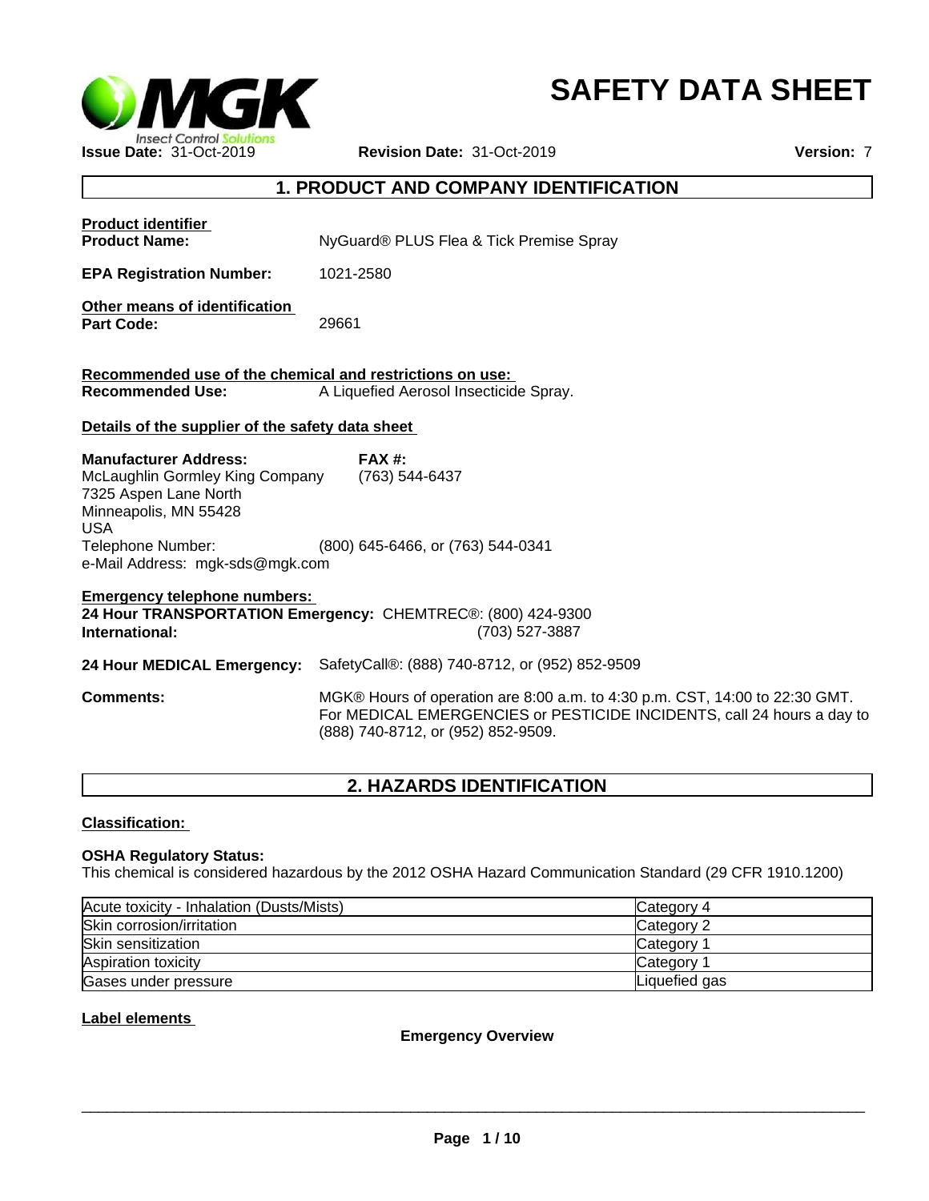# SAFETY DATA SHEET

**Issue Date:** 31-Oct-2019 **Revision Date:** 31-Oct-2019 **Version:** 7

## 1. PRODUCT AND COMPANY IDENTIFICATION

**Product identifier**

**Product Name:** NyGuard® PLUS Flea & Tick Premise Spray

**EPA Registration Number:** 1021-2580

**Other means of identification**

**Part Code:** 29661

**Recommended use of the chemical and restrictions on use:**

**Recommended Use:** A Liquefied Aerosol Insecticide Spray.

**Details of the supplier of the safety data sheet**

**Manufacturer Address:**
McLaughlin Gormley King Company
7325 Aspen Lane North
Minneapolis, MN 55428
USA

**FAX #:** (763) 544-6437

Telephone Number: (800) 645-6466, or (763) 544-0341
e-Mail Address: mgk-sds@mgk.com

**Emergency telephone numbers:**

**24 Hour TRANSPORTATION Emergency:** CHEMTREC®: (800) 424-9300
**International:** (703) 527-3887

**24 Hour MEDICAL Emergency:** SafetyCall®: (888) 740-8712, or (952) 852-9509

**Comments:** MGK® Hours of operation are 8:00 a.m. to 4:30 p.m. CST, 14:00 to 22:30 GMT. For MEDICAL EMERGENCIES or PESTICIDE INCIDENTS, call 24 hours a day to (888) 740-8712, or (952) 852-9509.

## 2. HAZARDS IDENTIFICATION

**Classification:**

**OSHA Regulatory Status:**
This chemical is considered hazardous by the 2012 OSHA Hazard Communication Standard (29 CFR 1910.1200)

| Hazard | Category |
|---|---|
| Acute toxicity - Inhalation (Dusts/Mists) | Category 4 |
| Skin corrosion/irritation | Category 2 |
| Skin sensitization | Category 1 |
| Aspiration toxicity | Category 1 |
| Gases under pressure | Liquefied gas |

**Label elements**

**Emergency Overview**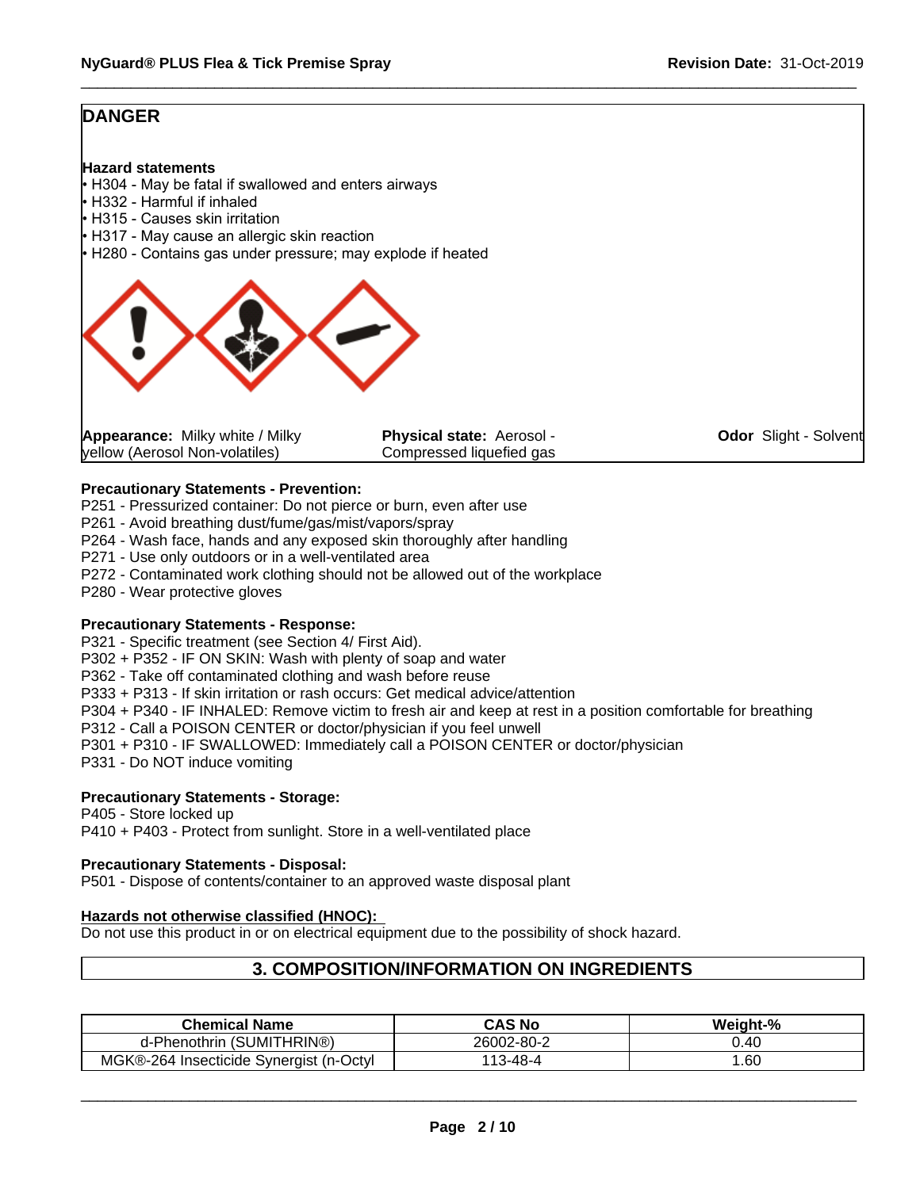**DANGER**

**Hazard statements**
- H304 - May be fatal if swallowed and enters airways
- H332 - Harmful if inhaled
- H315 - Causes skin irritation
- H317 - May cause an allergic skin reaction
- H280 - Contains gas under pressure; may explode if heated

**Appearance:** Milky white / Milky yellow (Aerosol Non-volatiles)

**Physical state:** Aerosol - Compressed liquefied gas

**Odor** Slight - Solvent

**Precautionary Statements - Prevention:**
P251 - Pressurized container: Do not pierce or burn, even after use
P261 - Avoid breathing dust/fume/gas/mist/vapors/spray
P264 - Wash face, hands and any exposed skin thoroughly after handling
P271 - Use only outdoors or in a well-ventilated area
P272 - Contaminated work clothing should not be allowed out of the workplace
P280 - Wear protective gloves

**Precautionary Statements - Response:**
P321 - Specific treatment (see Section 4/ First Aid).
P302 + P352 - IF ON SKIN: Wash with plenty of soap and water
P362 - Take off contaminated clothing and wash before reuse
P333 + P313 - If skin irritation or rash occurs: Get medical advice/attention
P304 + P340 - IF INHALED: Remove victim to fresh air and keep at rest in a position comfortable for breathing
P312 - Call a POISON CENTER or doctor/physician if you feel unwell
P301 + P310 - IF SWALLOWED: Immediately call a POISON CENTER or doctor/physician
P331 - Do NOT induce vomiting

**Precautionary Statements - Storage:**
P405 - Store locked up
P410 + P403 - Protect from sunlight. Store in a well-ventilated place

**Precautionary Statements - Disposal:**
P501 - Dispose of contents/container to an approved waste disposal plant

**Hazards not otherwise classified (HNOC):**
Do not use this product in or on electrical equipment due to the possibility of shock hazard.

## 3. COMPOSITION/INFORMATION ON INGREDIENTS

| Chemical Name | CAS No | Weight-% |
|---|---|---|
| d-Phenothrin (SUMITHRIN®) | 26002-80-2 | 0.40 |
| MGK®-264 Insecticide Synergist (n-Octyl | 113-48-4 | 1.60 |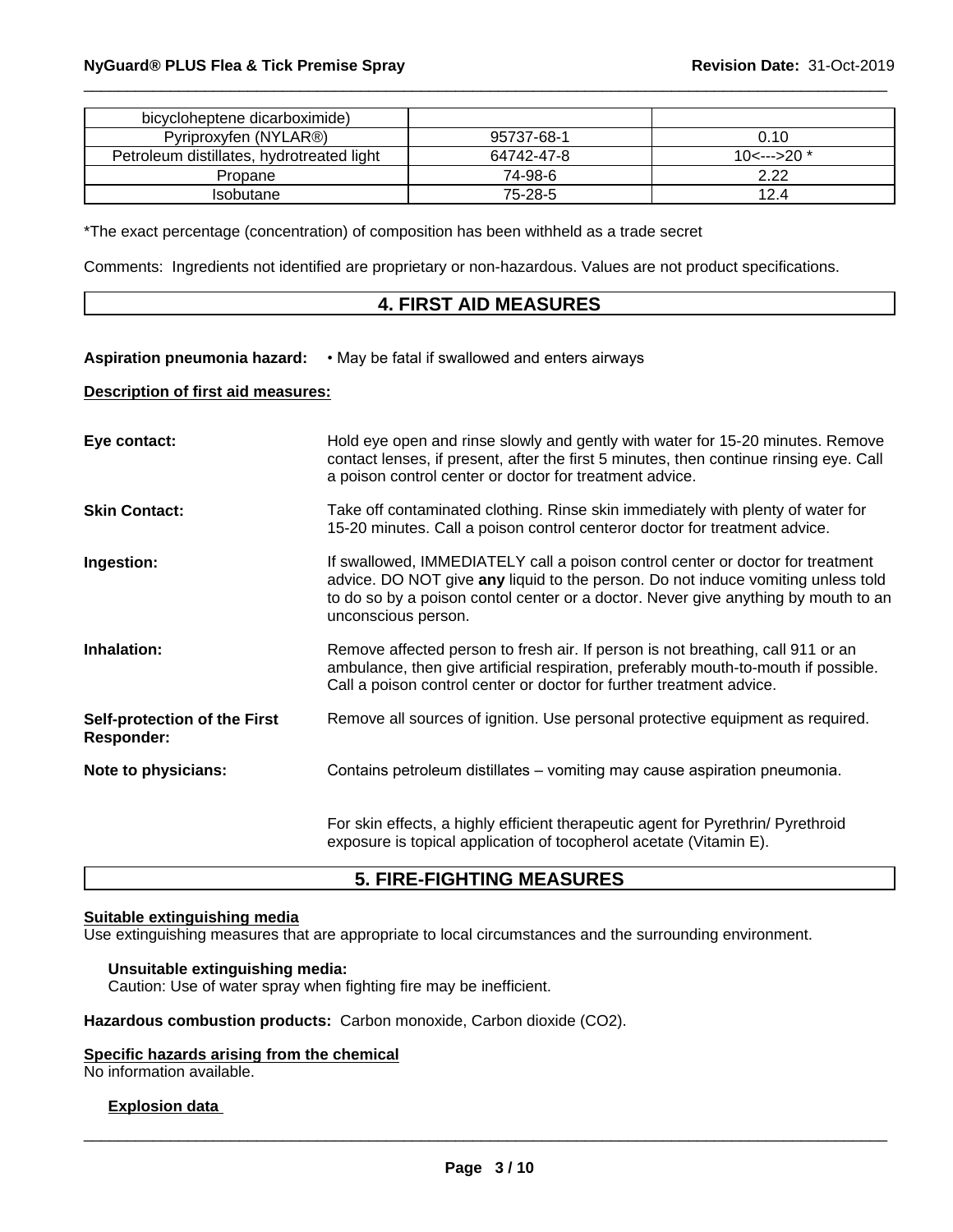| | | |
|---|---|---|
| bicycloheptene dicarboximide) | | |
| Pyriproxyfen (NYLAR®) | 95737-68-1 | 0.10 |
| Petroleum distillates, hydrotreated light | 64742-47-8 | 10<--->20 * |
| Propane | 74-98-6 | 2.22 |
| Isobutane | 75-28-5 | 12.4 |

*The exact percentage (concentration) of composition has been withheld as a trade secret

Comments: Ingredients not identified are proprietary or non-hazardous. Values are not product specifications.

## 4. FIRST AID MEASURES

**Aspiration pneumonia hazard:** • May be fatal if swallowed and enters airways

**Description of first aid measures:**

**Eye contact:** Hold eye open and rinse slowly and gently with water for 15-20 minutes. Remove contact lenses, if present, after the first 5 minutes, then continue rinsing eye. Call a poison control center or doctor for treatment advice.

**Skin Contact:** Take off contaminated clothing. Rinse skin immediately with plenty of water for 15-20 minutes. Call a poison control centeror doctor for treatment advice.

**Ingestion:** If swallowed, IMMEDIATELY call a poison control center or doctor for treatment advice. DO NOT give **any** liquid to the person. Do not induce vomiting unless told to do so by a poison contol center or a doctor. Never give anything by mouth to an unconscious person.

**Inhalation:** Remove affected person to fresh air. If person is not breathing, call 911 or an ambulance, then give artificial respiration, preferably mouth-to-mouth if possible. Call a poison control center or doctor for further treatment advice.

**Self-protection of the First Responder:** Remove all sources of ignition. Use personal protective equipment as required.

**Note to physicians:** Contains petroleum distillates – vomiting may cause aspiration pneumonia.

For skin effects, a highly efficient therapeutic agent for Pyrethrin/ Pyrethroid exposure is topical application of tocopherol acetate (Vitamin E).

## 5. FIRE-FIGHTING MEASURES

**Suitable extinguishing media**
Use extinguishing measures that are appropriate to local circumstances and the surrounding environment.

**Unsuitable extinguishing media:**
Caution: Use of water spray when fighting fire may be inefficient.

**Hazardous combustion products:** Carbon monoxide, Carbon dioxide ($CO_2$).

**Specific hazards arising from the chemical**
No information available.

**Explosion data**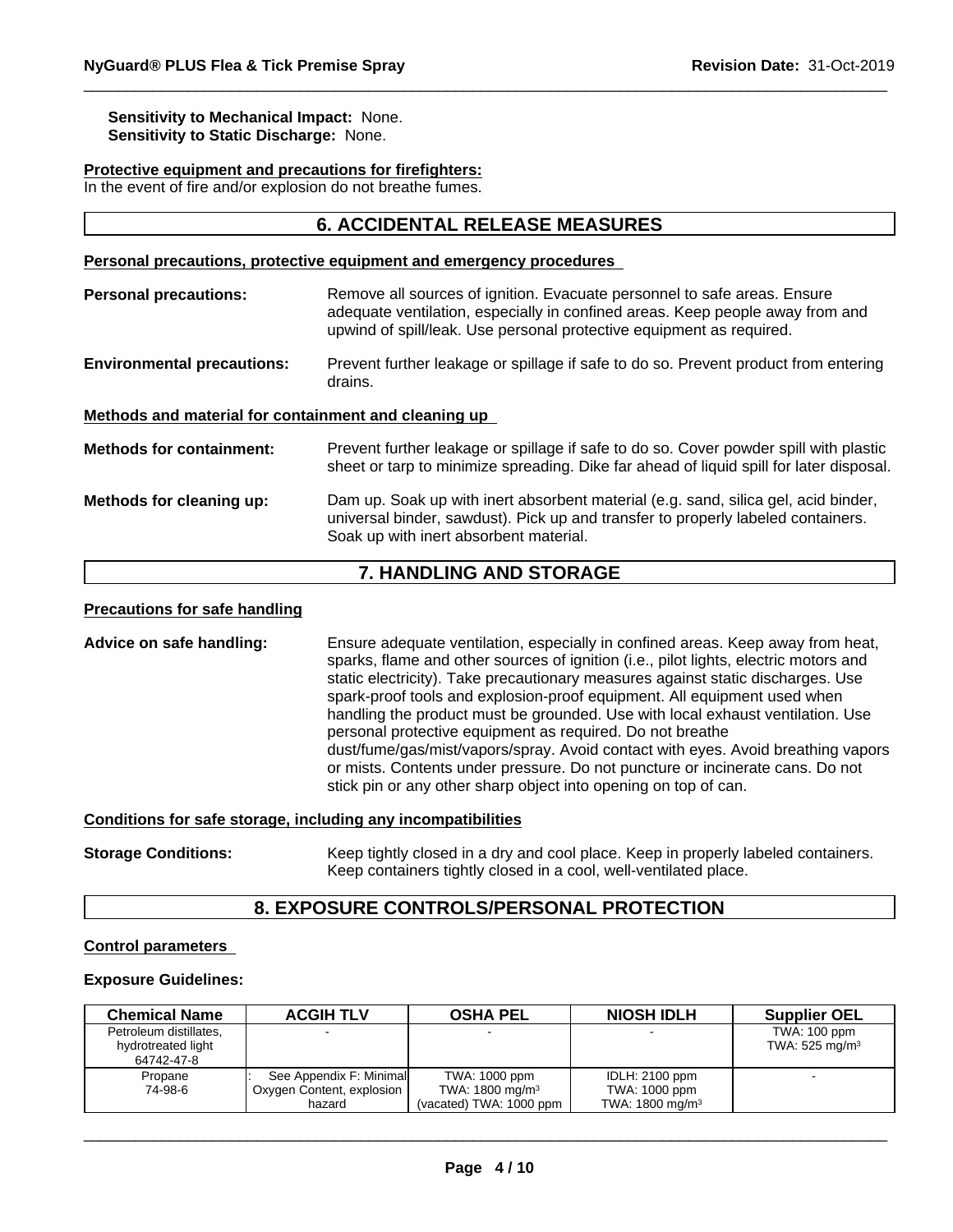**Sensitivity to Mechanical Impact:** None.
**Sensitivity to Static Discharge:** None.

**Protective equipment and precautions for firefighters:**
In the event of fire and/or explosion do not breathe fumes.

## 6. ACCIDENTAL RELEASE MEASURES

**Personal precautions, protective equipment and emergency procedures**

**Personal precautions:** Remove all sources of ignition. Evacuate personnel to safe areas. Ensure adequate ventilation, especially in confined areas. Keep people away from and upwind of spill/leak. Use personal protective equipment as required.

**Environmental precautions:** Prevent further leakage or spillage if safe to do so. Prevent product from entering drains.

**Methods and material for containment and cleaning up**

**Methods for containment:** Prevent further leakage or spillage if safe to do so. Cover powder spill with plastic sheet or tarp to minimize spreading. Dike far ahead of liquid spill for later disposal.

**Methods for cleaning up:** Dam up. Soak up with inert absorbent material (e.g. sand, silica gel, acid binder, universal binder, sawdust). Pick up and transfer to properly labeled containers. Soak up with inert absorbent material.

## 7. HANDLING AND STORAGE

**Precautions for safe handling**

**Advice on safe handling:** Ensure adequate ventilation, especially in confined areas. Keep away from heat, sparks, flame and other sources of ignition (i.e., pilot lights, electric motors and static electricity). Take precautionary measures against static discharges. Use spark-proof tools and explosion-proof equipment. All equipment used when handling the product must be grounded. Use with local exhaust ventilation. Use personal protective equipment as required. Do not breathe dust/fume/gas/mist/vapors/spray. Avoid contact with eyes. Avoid breathing vapors or mists. Contents under pressure. Do not puncture or incinerate cans. Do not stick pin or any other sharp object into opening on top of can.

**Conditions for safe storage, including any incompatibilities**

**Storage Conditions:** Keep tightly closed in a dry and cool place. Keep in properly labeled containers. Keep containers tightly closed in a cool, well-ventilated place.

## 8. EXPOSURE CONTROLS/PERSONAL PROTECTION

**Control parameters**

**Exposure Guidelines:**

| Chemical Name | ACGIH TLV | OSHA PEL | NIOSH IDLH | Supplier OEL |
|---|---|---|---|---|
| Petroleum distillates, hydrotreated light 64742-47-8 | - | - | - | TWA: 100 ppm TWA: 525 mg/m³ |
| Propane 74-98-6 | : See Appendix F: Minimal Oxygen Content, explosion hazard | TWA: 1000 ppm TWA: 1800 mg/m³ (vacated) TWA: 1000 ppm | IDLH: 2100 ppm TWA: 1000 ppm TWA: 1800 mg/m³ | - |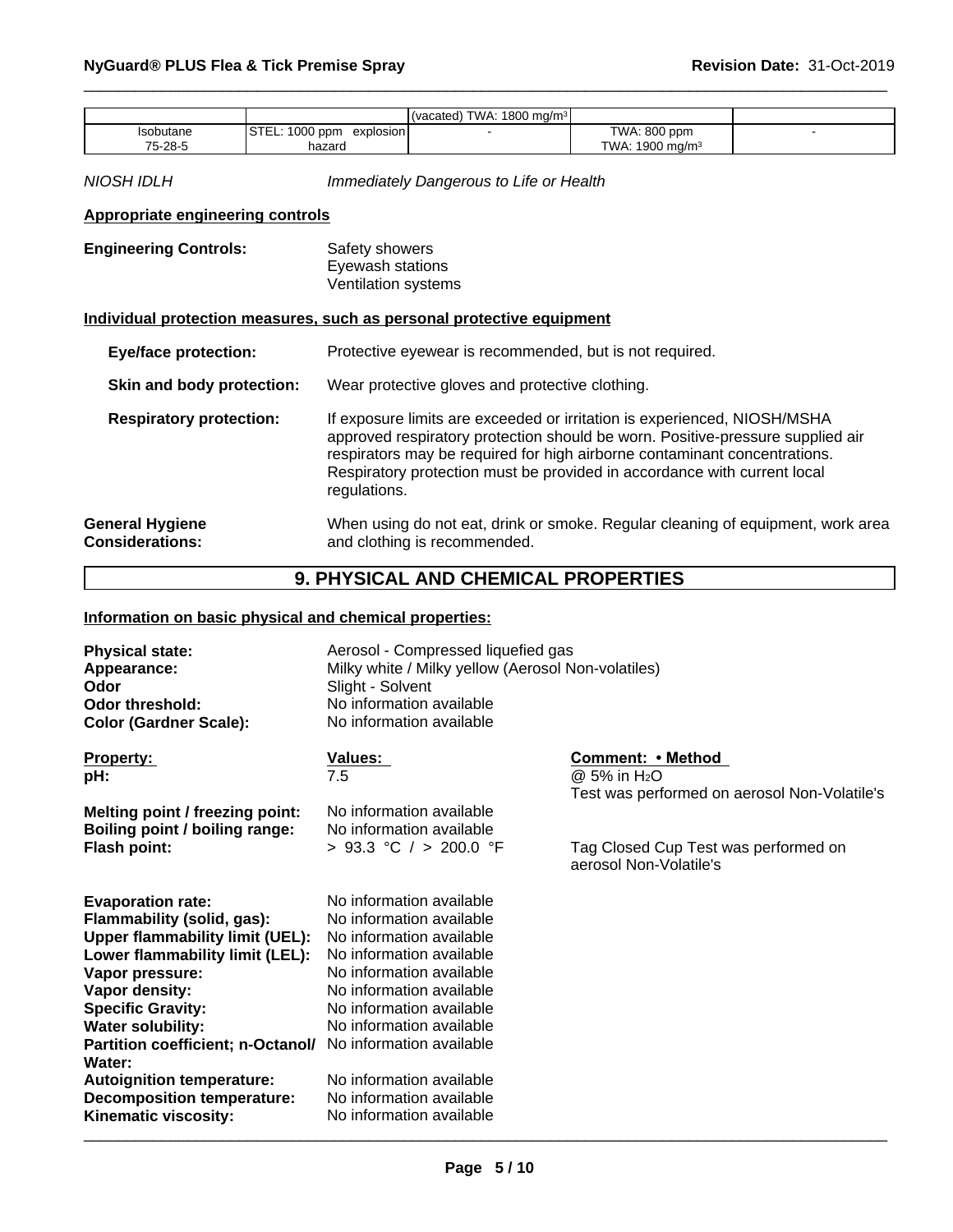| | | (vacated) TWA: 1800 mg/m³ | | |
|---|---|---|---|---|
| Isobutane 75-28-5 | STEL: 1000 ppm explosion hazard | - | TWA: 800 ppm TWA: 1900 mg/m³ | - |

*NIOSH IDLH* *Immediately Dangerous to Life or Health*

**Appropriate engineering controls**

**Engineering Controls:** Safety showers
Eyewash stations
Ventilation systems

**Individual protection measures, such as personal protective equipment**

**Eye/face protection:** Protective eyewear is recommended, but is not required.

**Skin and body protection:** Wear protective gloves and protective clothing.

**Respiratory protection:** If exposure limits are exceeded or irritation is experienced, NIOSH/MSHA approved respiratory protection should be worn. Positive-pressure supplied air respirators may be required for high airborne contaminant concentrations. Respiratory protection must be provided in accordance with current local regulations.

**General Hygiene Considerations:** When using do not eat, drink or smoke. Regular cleaning of equipment, work area and clothing is recommended.

## 9. PHYSICAL AND CHEMICAL PROPERTIES

**Information on basic physical and chemical properties:**

**Physical state:** Aerosol - Compressed liquefied gas
**Appearance:** Milky white / Milky yellow (Aerosol Non-volatiles)
**Odor** Slight - Solvent
**Odor threshold:** No information available
**Color (Gardner Scale):** No information available

| Property: | Values: | Comment: • Method |
|---|---|---|
| **pH:** | 7.5 | @ 5% in $H_2O$ Test was performed on aerosol Non-Volatile's |
| **Melting point / freezing point:** | No information available | |
| **Boiling point / boiling range:** | No information available | |
| **Flash point:** | > 93.3 °C / > 200.0 °F | Tag Closed Cup Test was performed on aerosol Non-Volatile's |
| **Evaporation rate:** | No information available | |
| **Flammability (solid, gas):** | No information available | |
| **Upper flammability limit (UEL):** | No information available | |
| **Lower flammability limit (LEL):** | No information available | |
| **Vapor pressure:** | No information available | |
| **Vapor density:** | No information available | |
| **Specific Gravity:** | No information available | |
| **Water solubility:** | No information available | |
| **Partition coefficient; n-Octanol/ Water:** | No information available | |
| **Autoignition temperature:** | No information available | |
| **Decomposition temperature:** | No information available | |
| **Kinematic viscosity:** | No information available | |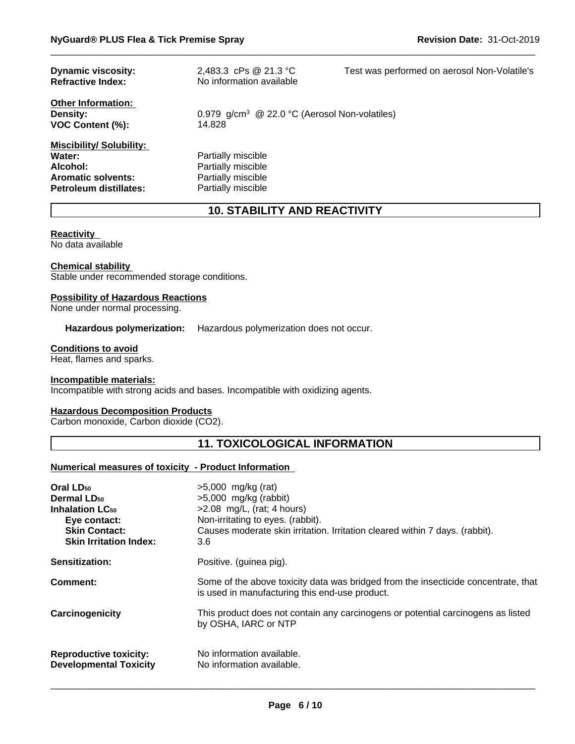| | | |
|---|---|---|
| **Dynamic viscosity:** | 2,483.3 cPs @ 21.3 °C | Test was performed on aerosol Non-Volatile's |
| **Refractive Index:** | No information available | |

**Other Information:**

| | |
|---|---|
| **Density:** | 0.979 g/cm$^3$ @ 22.0 °C (Aerosol Non-volatiles) |
| **VOC Content (%):** | 14.828 |

**Miscibility/ Solubility:**

| | |
|---|---|
| **Water:** | Partially miscible |
| **Alcohol:** | Partially miscible |
| **Aromatic solvents:** | Partially miscible |
| **Petroleum distillates:** | Partially miscible |

## 10. STABILITY AND REACTIVITY

**Reactivity**

No data available

**Chemical stability**

Stable under recommended storage conditions.

**Possibility of Hazardous Reactions**

None under normal processing.

**Hazardous polymerization:** Hazardous polymerization does not occur.

**Conditions to avoid**

Heat, flames and sparks.

**Incompatible materials:**

Incompatible with strong acids and bases. Incompatible with oxidizing agents.

**Hazardous Decomposition Products**

Carbon monoxide, Carbon dioxide ($CO_2$).

## 11. TOXICOLOGICAL INFORMATION

**Numerical measures of toxicity - Product Information**

| | |
|---|---|
| **Oral $LD_{50}$** | >5,000 mg/kg (rat) |
| **Dermal $LD_{50}$** | >5,000 mg/kg (rabbit) |
| **Inhalation $LC_{50}$** | >2.08 mg/L, (rat; 4 hours) |
| **Eye contact:** | Non-irritating to eyes. (rabbit). |
| **Skin Contact:** | Causes moderate skin irritation. Irritation cleared within 7 days. (rabbit). |
| **Skin Irritation Index:** | 3.6 |
| **Sensitization:** | Positive. (guinea pig). |
| **Comment:** | Some of the above toxicity data was bridged from the insecticide concentrate, that is used in manufacturing this end-use product. |
| **Carcinogenicity** | This product does not contain any carcinogens or potential carcinogens as listed by OSHA, IARC or NTP |
| **Reproductive toxicity:** | No information available. |
| **Developmental Toxicity** | No information available. |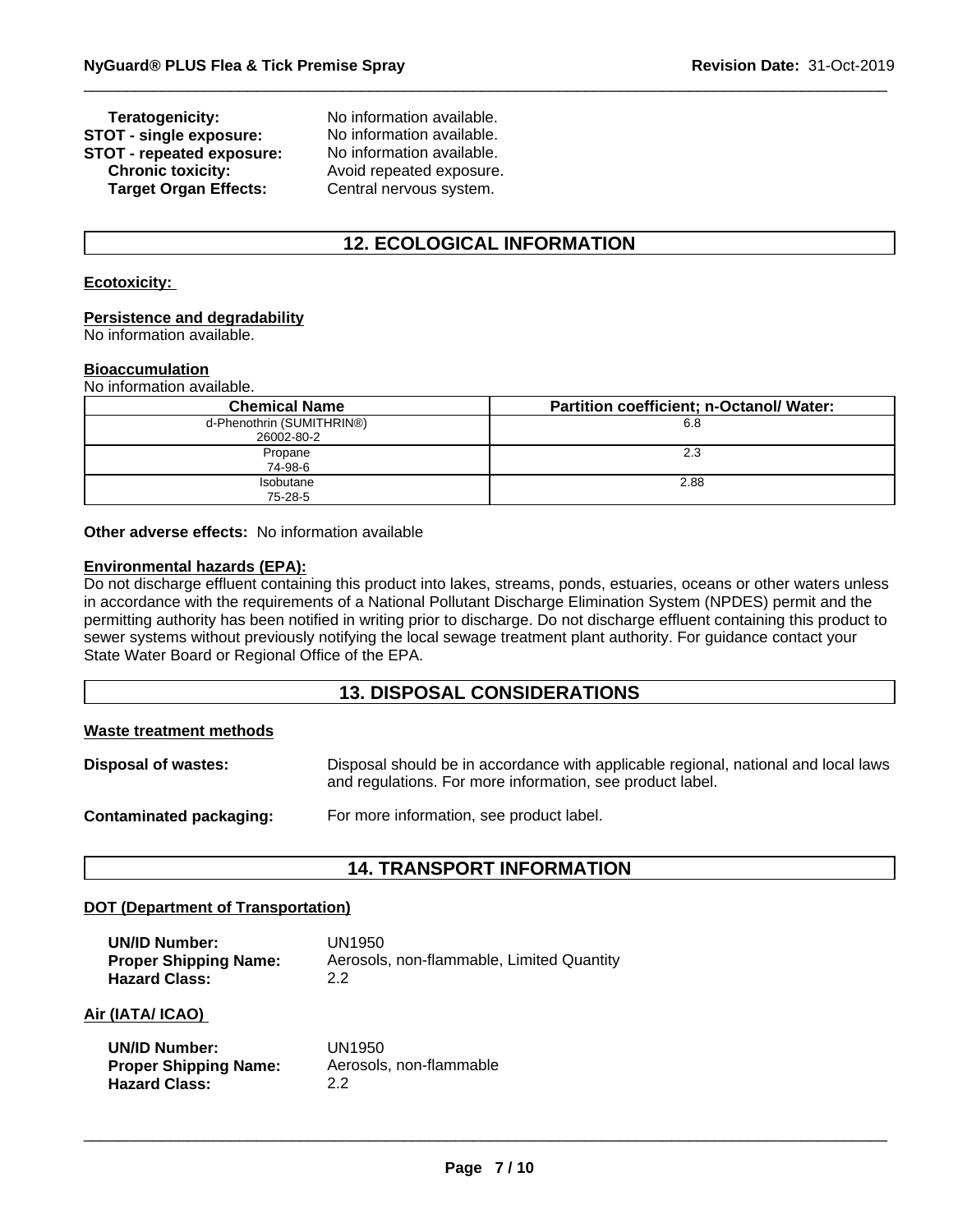**Teratogenicity:** No information available.
**STOT - single exposure:** No information available.
**STOT - repeated exposure:** No information available.
**Chronic toxicity:** Avoid repeated exposure.
**Target Organ Effects:** Central nervous system.

## 12. ECOLOGICAL INFORMATION

**Ecotoxicity:**

**Persistence and degradability**
No information available.

**Bioaccumulation**
No information available.

| Chemical Name | Partition coefficient; n-Octanol/ Water: |
|---|---|
| d-Phenothrin (SUMITHRIN®)<br>26002-80-2 | 6.8 |
| Propane<br>74-98-6 | 2.3 |
| Isobutane<br>75-28-5 | 2.88 |

**Other adverse effects:** No information available

**Environmental hazards (EPA):**
Do not discharge effluent containing this product into lakes, streams, ponds, estuaries, oceans or other waters unless in accordance with the requirements of a National Pollutant Discharge Elimination System (NPDES) permit and the permitting authority has been notified in writing prior to discharge. Do not discharge effluent containing this product to sewer systems without previously notifying the local sewage treatment plant authority. For guidance contact your State Water Board or Regional Office of the EPA.

## 13. DISPOSAL CONSIDERATIONS

**Waste treatment methods**

**Disposal of wastes:** Disposal should be in accordance with applicable regional, national and local laws and regulations. For more information, see product label.

**Contaminated packaging:** For more information, see product label.

## 14. TRANSPORT INFORMATION

**DOT (Department of Transportation)**

**UN/ID Number:** UN1950
**Proper Shipping Name:** Aerosols, non-flammable, Limited Quantity
**Hazard Class:** 2.2

**Air (IATA/ ICAO)**

**UN/ID Number:** UN1950
**Proper Shipping Name:** Aerosols, non-flammable
**Hazard Class:** 2.2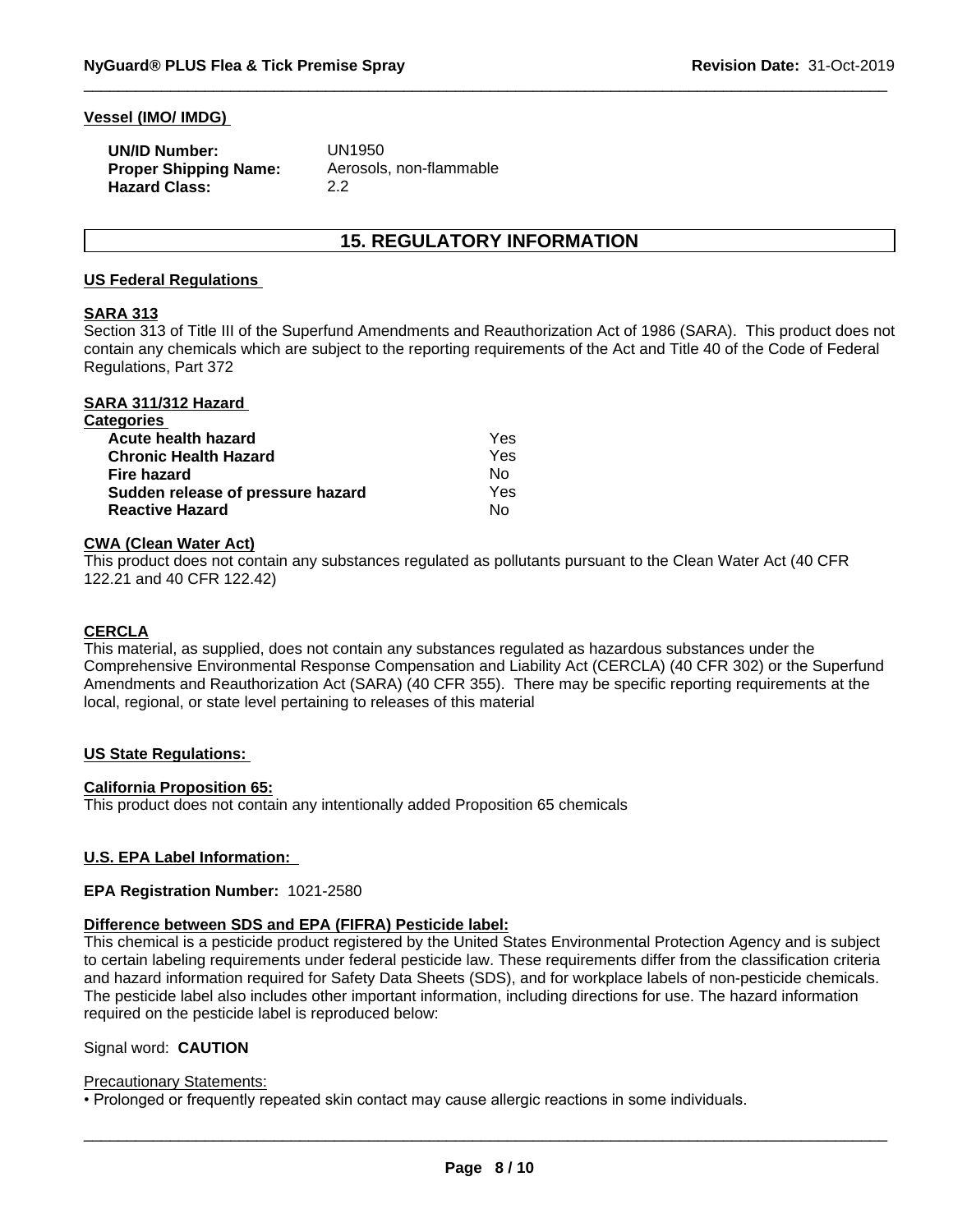**Vessel (IMO/ IMDG)**

| | |
|---|---|
| **UN/ID Number:** | UN1950 |
| **Proper Shipping Name:** | Aerosols, non-flammable |
| **Hazard Class:** | 2.2 |

## 15. REGULATORY INFORMATION

**US Federal Regulations**

**SARA 313**

Section 313 of Title III of the Superfund Amendments and Reauthorization Act of 1986 (SARA). This product does not contain any chemicals which are subject to the reporting requirements of the Act and Title 40 of the Code of Federal Regulations, Part 372

**SARA 311/312 Hazard Categories**

| | |
|---|---|
| **Acute health hazard** | Yes |
| **Chronic Health Hazard** | Yes |
| **Fire hazard** | No |
| **Sudden release of pressure hazard** | Yes |
| **Reactive Hazard** | No |

**CWA (Clean Water Act)**

This product does not contain any substances regulated as pollutants pursuant to the Clean Water Act (40 CFR 122.21 and 40 CFR 122.42)

**CERCLA**

This material, as supplied, does not contain any substances regulated as hazardous substances under the Comprehensive Environmental Response Compensation and Liability Act (CERCLA) (40 CFR 302) or the Superfund Amendments and Reauthorization Act (SARA) (40 CFR 355). There may be specific reporting requirements at the local, regional, or state level pertaining to releases of this material

**US State Regulations:**

**California Proposition 65:**

This product does not contain any intentionally added Proposition 65 chemicals

**U.S. EPA Label Information:**

**EPA Registration Number:** 1021-2580

**Difference between SDS and EPA (FIFRA) Pesticide label:**

This chemical is a pesticide product registered by the United States Environmental Protection Agency and is subject to certain labeling requirements under federal pesticide law. These requirements differ from the classification criteria and hazard information required for Safety Data Sheets (SDS), and for workplace labels of non-pesticide chemicals. The pesticide label also includes other important information, including directions for use. The hazard information required on the pesticide label is reproduced below:

Signal word: **CAUTION**

Precautionary Statements:

• Prolonged or frequently repeated skin contact may cause allergic reactions in some individuals.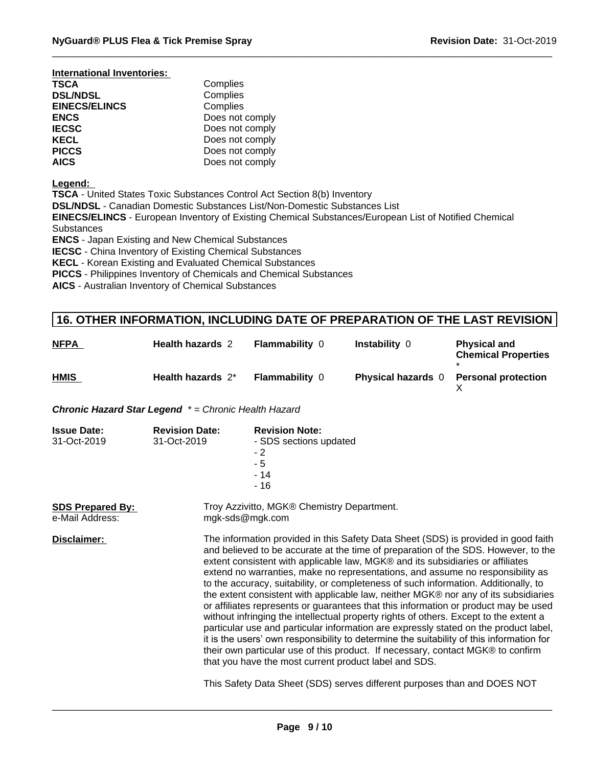**International Inventories:**

| | |
|---|---|
| **TSCA** | Complies |
| **DSL/NDSL** | Complies |
| **EINECS/ELINCS** | Complies |
| **ENCS** | Does not comply |
| **IECSC** | Does not comply |
| **KECL** | Does not comply |
| **PICCS** | Does not comply |
| **AICS** | Does not comply |

**Legend:**

**TSCA** - United States Toxic Substances Control Act Section 8(b) Inventory
**DSL/NDSL** - Canadian Domestic Substances List/Non-Domestic Substances List
**EINECS/ELINCS** - European Inventory of Existing Chemical Substances/European List of Notified Chemical Substances
**ENCS** - Japan Existing and New Chemical Substances
**IECSC** - China Inventory of Existing Chemical Substances
**KECL** - Korean Existing and Evaluated Chemical Substances
**PICCS** - Philippines Inventory of Chemicals and Chemical Substances
**AICS** - Australian Inventory of Chemical Substances

## 16. OTHER INFORMATION, INCLUDING DATE OF PREPARATION OF THE LAST REVISION

| | | | | |
|---|---|---|---|---|
| **NFPA** | **Health hazards** 2 | **Flammability** 0 | **Instability** 0 | **Physical and Chemical Properties** * |
| **HMIS** | **Health hazards** 2* | **Flammability** 0 | **Physical hazards** 0 | **Personal protection** X |

***Chronic Hazard Star Legend*** *\* = Chronic Health Hazard*

| **Issue Date:** | **Revision Date:** | **Revision Note:** |
|---|---|---|
| 31-Oct-2019 | 31-Oct-2019 | - SDS sections updated<br>- 2<br>- 5<br>- 14<br>- 16 |

**SDS Prepared By:** Troy Azzivitto, MGK® Chemistry Department.
e-Mail Address: mgk-sds@mgk.com

**Disclaimer:** The information provided in this Safety Data Sheet (SDS) is provided in good faith and believed to be accurate at the time of preparation of the SDS. However, to the extent consistent with applicable law, MGK® and its subsidiaries or affiliates extend no warranties, make no representations, and assume no responsibility as to the accuracy, suitability, or completeness of such information. Additionally, to the extent consistent with applicable law, neither MGK® nor any of its subsidiaries or affiliates represents or guarantees that this information or product may be used without infringing the intellectual property rights of others. Except to the extent a particular use and particular information are expressly stated on the product label, it is the users' own responsibility to determine the suitability of this information for their own particular use of this product. If necessary, contact MGK® to confirm that you have the most current product label and SDS.

This Safety Data Sheet (SDS) serves different purposes than and DOES NOT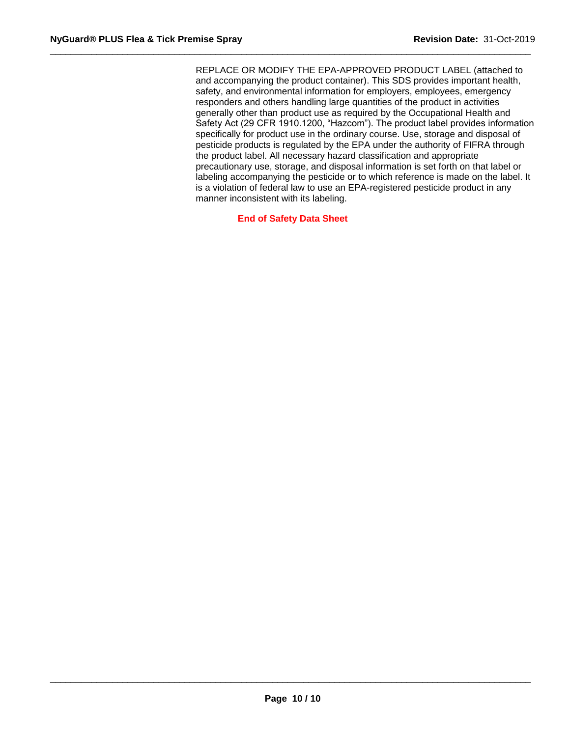REPLACE OR MODIFY THE EPA-APPROVED PRODUCT LABEL (attached to and accompanying the product container). This SDS provides important health, safety, and environmental information for employers, employees, emergency responders and others handling large quantities of the product in activities generally other than product use as required by the Occupational Health and Safety Act (29 CFR 1910.1200, "Hazcom"). The product label provides information specifically for product use in the ordinary course. Use, storage and disposal of pesticide products is regulated by the EPA under the authority of FIFRA through the product label. All necessary hazard classification and appropriate precautionary use, storage, and disposal information is set forth on that label or labeling accompanying the pesticide or to which reference is made on the label. It is a violation of federal law to use an EPA-registered pesticide product in any manner inconsistent with its labeling.

**End of Safety Data Sheet**